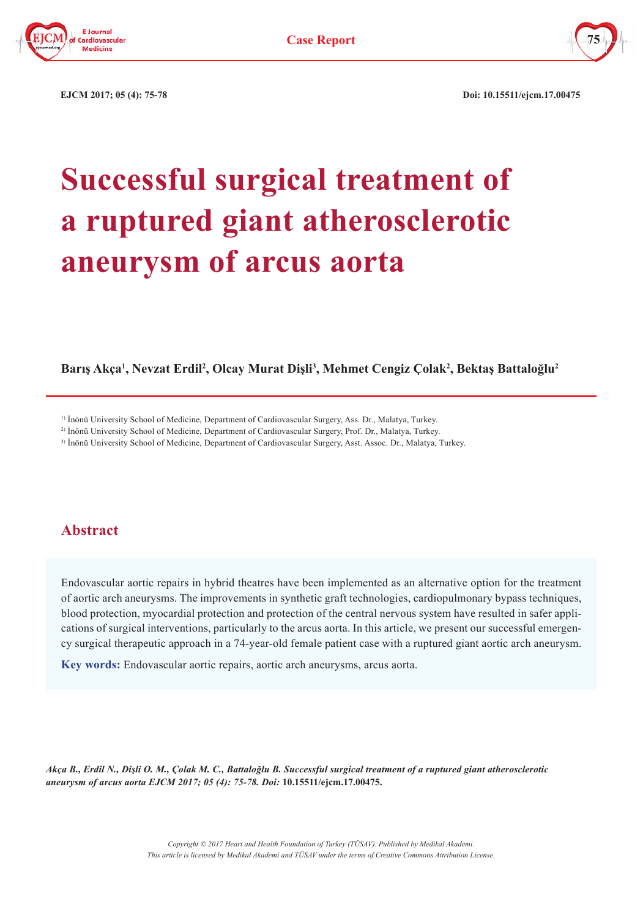# Successful surgical treatment of a ruptured giant atherosclerotic aneurysm of arcus aorta

**Barış Akça[1], Nevzat Erdil[2], Olcay Murat Dişli[3], Mehmet Cengiz Çolak[2], Bektaş Battaloğlu[2]**

[1] İnönü University School of Medicine, Department of Cardiovascular Surgery, Ass. Dr., Malatya, Turkey.

[2] İnönü University School of Medicine, Department of Cardiovascular Surgery, Prof. Dr., Malatya, Turkey.

[3] İnönü University School of Medicine, Department of Cardiovascular Surgery, Asst. Assoc. Dr., Malatya, Turkey.

## Abstract

Endovascular aortic repairs in hybrid theatres have been implemented as an alternative option for the treatment of aortic arch aneurysms. The improvements in synthetic graft technologies, cardiopulmonary bypass techniques, blood protection, myocardial protection and protection of the central nervous system have resulted in safer applications of surgical interventions, particularly to the arcus aorta. In this article, we present our successful emergency surgical therapeutic approach in a 74-year-old female patient case with a ruptured giant aortic arch aneurysm.

**Key words:** Endovascular aortic repairs, aortic arch aneurysms, arcus aorta.

***Akça B., Erdil N., Dişli O. M., Çolak M. C., Battaloğlu B. Successful surgical treatment of a ruptured giant atherosclerotic aneurysm of arcus aorta EJCM 2017; 05 (4): 75-78. Doi:*** **10.15511/ejcm.17.00475.**

*Copyright © 2017 Heart and Health Foundation of Turkey (TÜSAV). Published by Medikal Akademi.*
*This article is licensed by Medikal Akademi and TÜSAV under the terms of Creative Commons Attribution License.*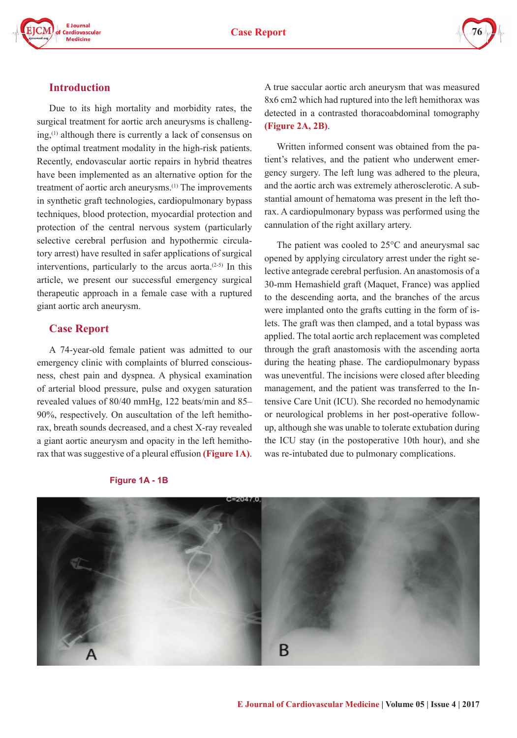## Introduction

Due to its high mortality and morbidity rates, the surgical treatment for aortic arch aneurysms is challenging,[1] although there is currently a lack of consensus on the optimal treatment modality in the high-risk patients. Recently, endovascular aortic repairs in hybrid theatres have been implemented as an alternative option for the treatment of aortic arch aneurysms.[1] The improvements in synthetic graft technologies, cardiopulmonary bypass techniques, blood protection, myocardial protection and protection of the central nervous system (particularly selective cerebral perfusion and hypothermic circulatory arrest) have resulted in safer applications of surgical interventions, particularly to the arcus aorta.[2-5] In this article, we present our successful emergency surgical therapeutic approach in a female case with a ruptured giant aortic arch aneurysm.

## Case Report

A 74-year-old female patient was admitted to our emergency clinic with complaints of blurred consciousness, chest pain and dyspnea. A physical examination of arterial blood pressure, pulse and oxygen saturation revealed values of 80/40 mmHg, 122 beats/min and 85–90%, respectively. On auscultation of the left hemithorax, breath sounds decreased, and a chest X-ray revealed a giant aortic aneurysm and opacity in the left hemithorax that was suggestive of a pleural effusion **(Figure 1A)**.

A true saccular aortic arch aneurysm that was measured 8x6 cm2 which had ruptured into the left hemithorax was detected in a contrasted thoracoabdominal tomography **(Figure 2A, 2B)**.

Written informed consent was obtained from the patient's relatives, and the patient who underwent emergency surgery. The left lung was adhered to the pleura, and the aortic arch was extremely atherosclerotic. A substantial amount of hematoma was present in the left thorax. A cardiopulmonary bypass was performed using the cannulation of the right axillary artery.

The patient was cooled to 25°C and aneurysmal sac opened by applying circulatory arrest under the right selective antegrade cerebral perfusion. An anastomosis of a 30-mm Hemashield graft (Maquet, France) was applied to the descending aorta, and the branches of the arcus were implanted onto the grafts cutting in the form of islets. The graft was then clamped, and a total bypass was applied. The total aortic arch replacement was completed through the graft anastomosis with the ascending aorta during the heating phase. The cardiopulmonary bypass was uneventful. The incisions were closed after bleeding management, and the patient was transferred to the Intensive Care Unit (ICU). She recorded no hemodynamic or neurological problems in her post-operative follow-up, although she was unable to tolerate extubation during the ICU stay (in the postoperative 10th hour), and she was re-intubated due to pulmonary complications.

**Figure 1A - 1B**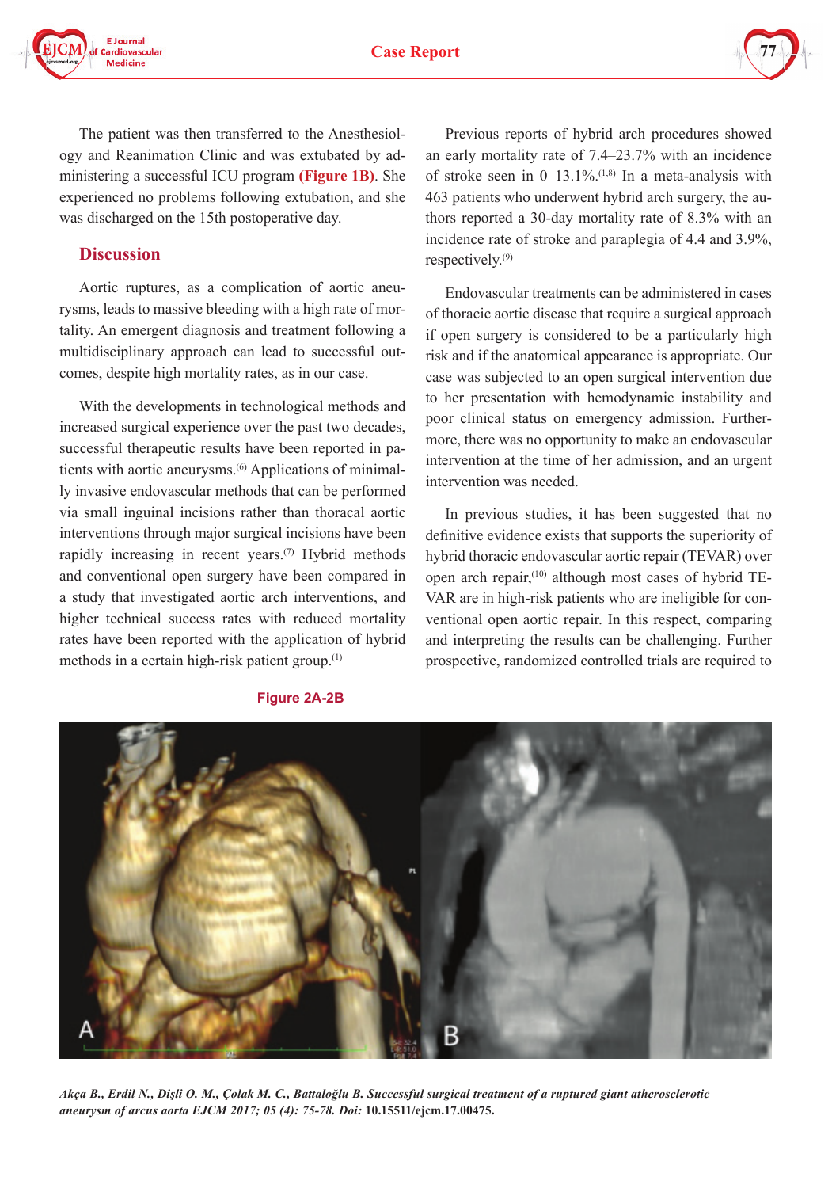The patient was then transferred to the Anesthesiology and Reanimation Clinic and was extubated by administering a successful ICU program **(Figure 1B)**. She experienced no problems following extubation, and she was discharged on the 15th postoperative day.

## Discussion

Aortic ruptures, as a complication of aortic aneurysms, leads to massive bleeding with a high rate of mortality. An emergent diagnosis and treatment following a multidisciplinary approach can lead to successful outcomes, despite high mortality rates, as in our case.

With the developments in technological methods and increased surgical experience over the past two decades, successful therapeutic results have been reported in patients with aortic aneurysms.[6] Applications of minimally invasive endovascular methods that can be performed via small inguinal incisions rather than thoracal aortic interventions through major surgical incisions have been rapidly increasing in recent years.[7] Hybrid methods and conventional open surgery have been compared in a study that investigated aortic arch interventions, and higher technical success rates with reduced mortality rates have been reported with the application of hybrid methods in a certain high-risk patient group.[1]

Previous reports of hybrid arch procedures showed an early mortality rate of 7.4–23.7% with an incidence of stroke seen in 0–13.1%.[1,8] In a meta-analysis with 463 patients who underwent hybrid arch surgery, the authors reported a 30-day mortality rate of 8.3% with an incidence rate of stroke and paraplegia of 4.4 and 3.9%, respectively.[9]

Endovascular treatments can be administered in cases of thoracic aortic disease that require a surgical approach if open surgery is considered to be a particularly high risk and if the anatomical appearance is appropriate. Our case was subjected to an open surgical intervention due to her presentation with hemodynamic instability and poor clinical status on emergency admission. Furthermore, there was no opportunity to make an endovascular intervention at the time of her admission, and an urgent intervention was needed.

In previous studies, it has been suggested that no definitive evidence exists that supports the superiority of hybrid thoracic endovascular aortic repair (TEVAR) over open arch repair,[10] although most cases of hybrid TEVAR are in high-risk patients who are ineligible for conventional open aortic repair. In this respect, comparing and interpreting the results can be challenging. Further prospective, randomized controlled trials are required to

**Figure 2A-2B**

*Akça B., Erdil N., Dişli O. M., Çolak M. C., Battaloğlu B. Successful surgical treatment of a ruptured giant atherosclerotic aneurysm of arcus aorta EJCM 2017; 05 (4): 75-78. Doi:* **10.15511/ejcm.17.00475.**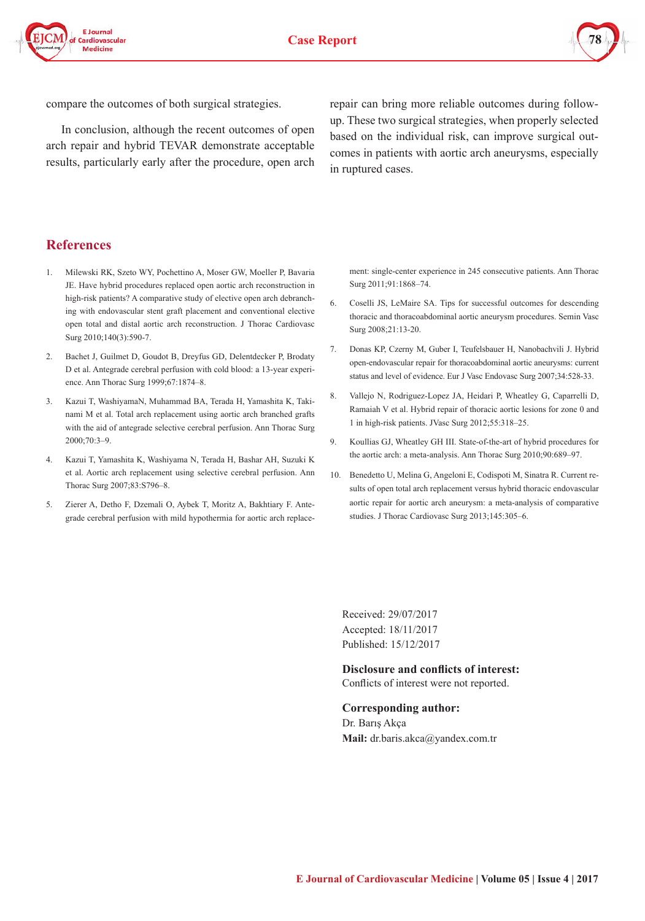compare the outcomes of both surgical strategies.

In conclusion, although the recent outcomes of open arch repair and hybrid TEVAR demonstrate acceptable results, particularly early after the procedure, open arch repair can bring more reliable outcomes during follow-up. These two surgical strategies, when properly selected based on the individual risk, can improve surgical outcomes in patients with aortic arch aneurysms, especially in ruptured cases.

## References

1. Milewski RK, Szeto WY, Pochettino A, Moser GW, Moeller P, Bavaria JE. Have hybrid procedures replaced open aortic arch reconstruction in high-risk patients? A comparative study of elective open arch debranching with endovascular stent graft placement and conventional elective open total and distal aortic arch reconstruction. J Thorac Cardiovasc Surg 2010;140(3):590-7.
2. Bachet J, Guilmet D, Goudot B, Dreyfus GD, Delentdecker P, Brodaty D et al. Antegrade cerebral perfusion with cold blood: a 13-year experience. Ann Thorac Surg 1999;67:1874–8.
3. Kazui T, WashiyamaN, Muhammad BA, Terada H, Yamashita K, Takinami M et al. Total arch replacement using aortic arch branched grafts with the aid of antegrade selective cerebral perfusion. Ann Thorac Surg 2000;70:3–9.
4. Kazui T, Yamashita K, Washiyama N, Terada H, Bashar AH, Suzuki K et al. Aortic arch replacement using selective cerebral perfusion. Ann Thorac Surg 2007;83:S796–8.
5. Zierer A, Detho F, Dzemali O, Aybek T, Moritz A, Bakhtiary F. Antegrade cerebral perfusion with mild hypothermia for aortic arch replacement: single-center experience in 245 consecutive patients. Ann Thorac Surg 2011;91:1868–74.
6. Coselli JS, LeMaire SA. Tips for successful outcomes for descending thoracic and thoracoabdominal aortic aneurysm procedures. Semin Vasc Surg 2008;21:13-20.
7. Donas KP, Czerny M, Guber I, Teufelsbauer H, Nanobachvili J. Hybrid open-endovascular repair for thoracoabdominal aortic aneurysms: current status and level of evidence. Eur J Vasc Endovasc Surg 2007;34:528-33.
8. Vallejo N, Rodriguez-Lopez JA, Heidari P, Wheatley G, Caparrelli D, Ramaiah V et al. Hybrid repair of thoracic aortic lesions for zone 0 and 1 in high-risk patients. JVasc Surg 2012;55:318–25.
9. Koullias GJ, Wheatley GH III. State-of-the-art of hybrid procedures for the aortic arch: a meta-analysis. Ann Thorac Surg 2010;90:689–97.
10. Benedetto U, Melina G, Angeloni E, Codispoti M, Sinatra R. Current results of open total arch replacement versus hybrid thoracic endovascular aortic repair for aortic arch aneurysm: a meta-analysis of comparative studies. J Thorac Cardiovasc Surg 2013;145:305–6.

Received: 29/07/2017
Accepted: 18/11/2017
Published: 15/12/2017

**Disclosure and conflicts of interest:**
Conflicts of interest were not reported.

**Corresponding author:**
Dr. Barış Akça
**Mail:** dr.baris.akca@yandex.com.tr